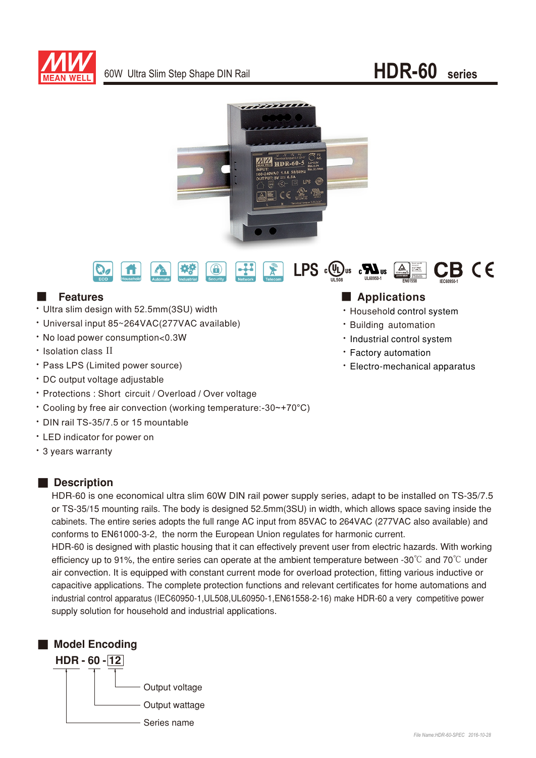MEAN WELL

60W Ultra Slim Step Shape DIN Rail

# HDR-60 series

## Features

- Ultra slim design with 52.5mm(3SU) width
- Universal input 85~264VAC(277VAC available)
- No load power consumption<0.3W
- Isolation class II
- Pass LPS (Limited power source)
- DC output voltage adjustable
- Protections : Short circuit / Overload / Over voltage
- Cooling by free air convection (working temperature:-30~+70°C)
- DIN rail TS-35/7.5 or 15 mountable
- LED indicator for power on
- 3 years warranty

## Applications

- Household control system
- Building automation
- Industrial control system
- Factory automation
- Electro-mechanical apparatus

## Description

HDR-60 is one economical ultra slim 60W DIN rail power supply series, adapt to be installed on TS-35/7.5 or TS-35/15 mounting rails. The body is designed 52.5mm(3SU) in width, which allows space saving inside the cabinets. The entire series adopts the full range AC input from 85VAC to 264VAC (277VAC also available) and conforms to EN61000-3-2, the norm the European Union regulates for harmonic current.

HDR-60 is designed with plastic housing that it can effectively prevent user from electric hazards. With working efficiency up to 91%, the entire series can operate at the ambient temperature between -30℃ and 70℃ under air convection. It is equipped with constant current mode for overload protection, fitting various inductive or capacitive applications. The complete protection functions and relevant certificates for home automations and industrial control apparatus (IEC60950-1,UL508,UL60950-1,EN61558-2-16) make HDR-60 a very competitive power supply solution for household and industrial applications.

## Model Encoding

**HDR - 60 - 12**

- 12: Output voltage
- 60: Output wattage
- HDR: Series name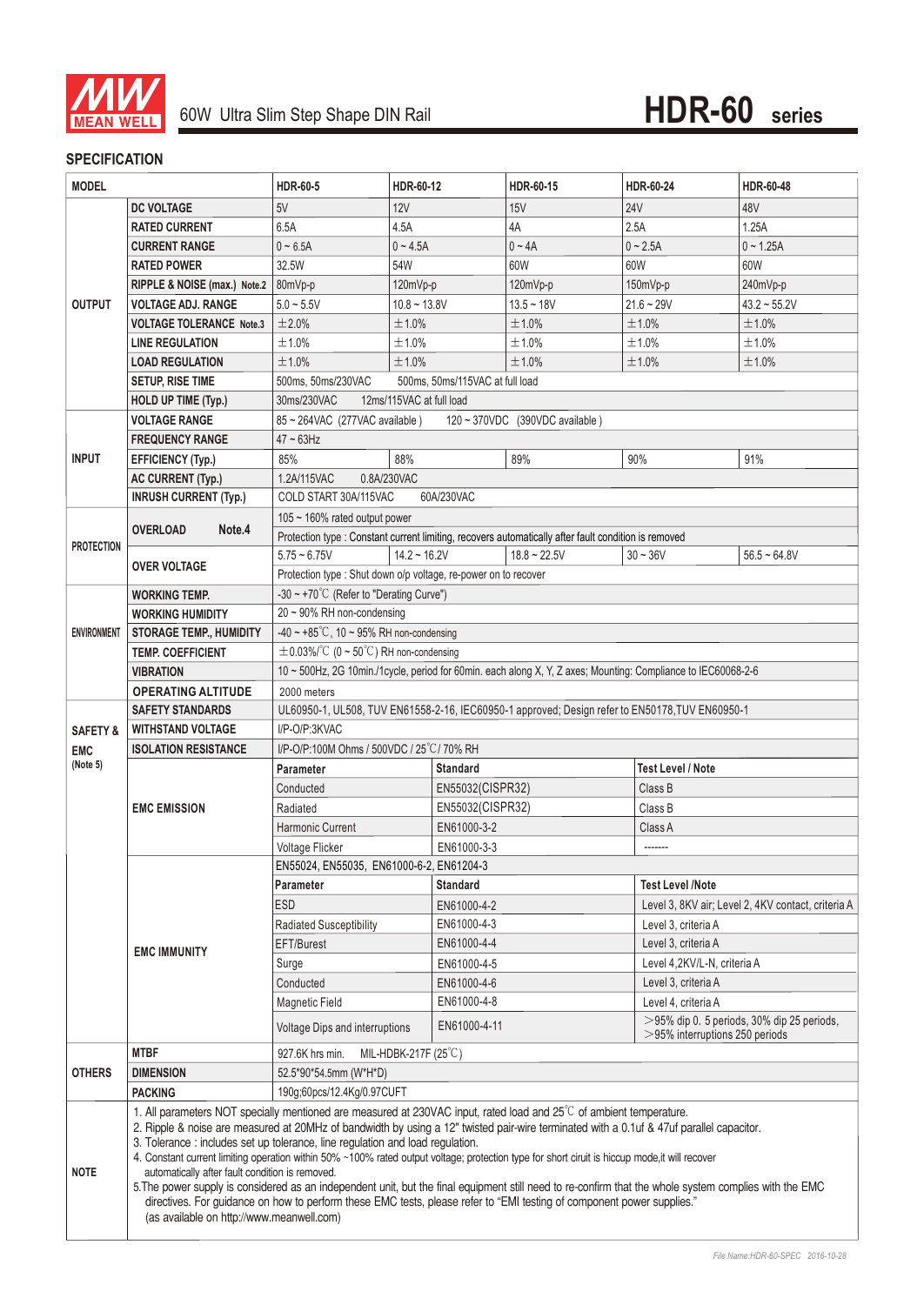# 60W Ultra Slim Step Shape DIN Rail — HDR-60 series

## SPECIFICATION

| MODEL | | HDR-60-5 | HDR-60-12 | HDR-60-15 | HDR-60-24 | HDR-60-48 |
|---|---|---|---|---|---|---|
| OUTPUT | DC VOLTAGE | 5V | 12V | 15V | 24V | 48V |
| | RATED CURRENT | 6.5A | 4.5A | 4A | 2.5A | 1.25A |
| | CURRENT RANGE | 0 ~ 6.5A | 0 ~ 4.5A | 0 ~ 4A | 0 ~ 2.5A | 0 ~ 1.25A |
| | RATED POWER | 32.5W | 54W | 60W | 60W | 60W |
| | RIPPLE & NOISE (max.) Note.2 | 80mVp-p | 120mVp-p | 120mVp-p | 150mVp-p | 240mVp-p |
| | VOLTAGE ADJ. RANGE | 5.0 ~ 5.5V | 10.8 ~ 13.8V | 13.5 ~ 18V | 21.6 ~ 29V | 43.2 ~ 55.2V |
| | VOLTAGE TOLERANCE Note.3 | ±2.0% | ±1.0% | ±1.0% | ±1.0% | ±1.0% |
| | LINE REGULATION | ±1.0% | ±1.0% | ±1.0% | ±1.0% | ±1.0% |
| | LOAD REGULATION | ±1.0% | ±1.0% | ±1.0% | ±1.0% | ±1.0% |
| | SETUP, RISE TIME | 500ms, 50ms/230VAC 500ms, 50ms/115VAC at full load | | | | |
| | HOLD UP TIME (Typ.) | 30ms/230VAC 12ms/115VAC at full load | | | | |
| INPUT | VOLTAGE RANGE | 85 ~ 264VAC (277VAC available) 120 ~ 370VDC (390VDC available) | | | | |
| | FREQUENCY RANGE | 47 ~ 63Hz | | | | |
| | EFFICIENCY (Typ.) | 85% | 88% | 89% | 90% | 91% |
| | AC CURRENT (Typ.) | 1.2A/115VAC 0.8A/230VAC | | | | |
| | INRUSH CURRENT (Typ.) | COLD START 30A/115VAC 60A/230VAC | | | | |
| PROTECTION | OVERLOAD Note.4 | 105 ~ 160% rated output power | | | | |
| | | Protection type : Constant current limiting, recovers automatically after fault condition is removed | | | | |
| | OVER VOLTAGE | 5.75 ~ 6.75V | 14.2 ~ 16.2V | 18.8 ~ 22.5V | 30 ~ 36V | 56.5 ~ 64.8V |
| | | Protection type : Shut down o/p voltage, re-power on to recover | | | | |
| ENVIRONMENT | WORKING TEMP. | -30 ~ +70℃ (Refer to "Derating Curve") | | | | |
| | WORKING HUMIDITY | 20 ~ 90% RH non-condensing | | | | |
| | STORAGE TEMP., HUMIDITY | -40 ~ +85℃, 10 ~ 95% RH non-condensing | | | | |
| | TEMP. COEFFICIENT | ±0.03%/℃ (0 ~ 50℃) RH non-condensing | | | | |
| | VIBRATION | 10 ~ 500Hz, 2G 10min./1cycle, period for 60min. each along X, Y, Z axes; Mounting: Compliance to IEC60068-2-6 | | | | |
| | OPERATING ALTITUDE | 2000 meters | | | | |
| SAFETY & EMC (Note 5) | SAFETY STANDARDS | UL60950-1, UL508, TUV EN61558-2-16, IEC60950-1 approved; Design refer to EN50178,TUV EN60950-1 | | | | |
| | WITHSTAND VOLTAGE | I/P-O/P:3KVAC | | | | |
| | ISOLATION RESISTANCE | I/P-O/P:100M Ohms / 500VDC / 25℃/ 70% RH | | | | |
| | EMC EMISSION | **Parameter** | **Standard** | | **Test Level / Note** | |
| | | Conducted | EN55032(CISPR32) | | Class B | |
| | | Radiated | EN55032(CISPR32) | | Class B | |
| | | Harmonic Current | EN61000-3-2 | | Class A | |
| | | Voltage Flicker | EN61000-3-3 | | ------- | |
| | EMC IMMUNITY | EN55024, EN55035, EN61000-6-2, EN61204-3 | | | | |
| | | **Parameter** | **Standard** | | **Test Level /Note** | |
| | | ESD | EN61000-4-2 | | Level 3, 8KV air; Level 2, 4KV contact, criteria A | |
| | | Radiated Susceptibility | EN61000-4-3 | | Level 3, criteria A | |
| | | EFT/Burest | EN61000-4-4 | | Level 3, criteria A | |
| | | Surge | EN61000-4-5 | | Level 4,2KV/L-N, criteria A | |
| | | Conducted | EN61000-4-6 | | Level 3, criteria A | |
| | | Magnetic Field | EN61000-4-8 | | Level 4, criteria A | |
| | | Voltage Dips and interruptions | EN61000-4-11 | | >95% dip 0. 5 periods, 30% dip 25 periods, >95% interruptions 250 periods | |
| OTHERS | MTBF | 927.6K hrs min. MIL-HDBK-217F (25℃) | | | | |
| | DIMENSION | 52.5*90*54.5mm (W*H*D) | | | | |
| | PACKING | 190g;60pcs/12.4Kg/0.97CUFT | | | | |

**NOTE**

1. All parameters NOT specially mentioned are measured at 230VAC input, rated load and 25℃ of ambient temperature.
2. Ripple & noise are measured at 20MHz of bandwidth by using a 12" twisted pair-wire terminated with a 0.1uf & 47uf parallel capacitor.
3. Tolerance : includes set up tolerance, line regulation and load regulation.
4. Constant current limiting operation within 50% ~100% rated output voltage; protection type for short ciruit is hiccup mode,it will recover automatically after fault condition is removed.
5. The power supply is considered as an independent unit, but the final equipment still need to re-confirm that the whole system complies with the EMC directives. For guidance on how to perform these EMC tests, please refer to "EMI testing of component power supplies." (as available on http://www.meanwell.com)

File Name:HDR-60-SPEC 2016-10-28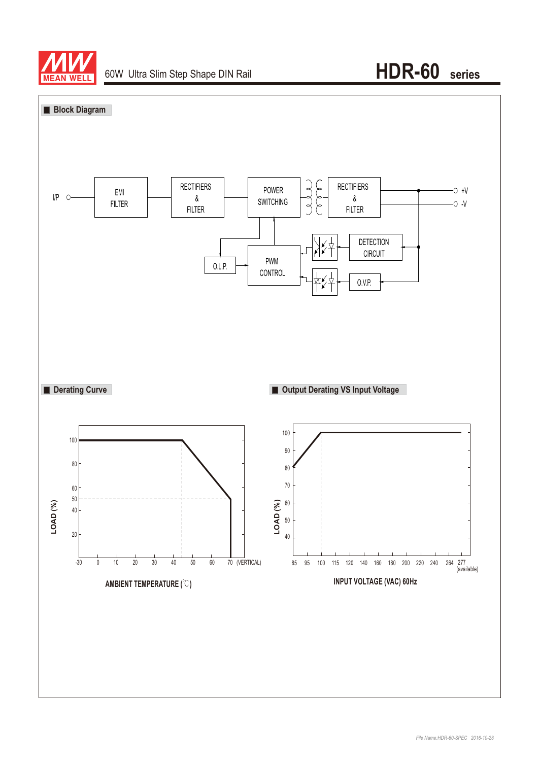## Block Diagram

I/P — EMI FILTER — RECTIFIERS & FILTER — POWER SWITCHING — RECTIFIERS & FILTER — +V / -V

DETECTION CIRCUIT

O.L.P.

PWM CONTROL

O.V.P.

## Derating Curve

LOAD (%)

100, 80, 60, 50, 40, 20

-30, 0, 10, 20, 30, 40, 50, 60, 70 (VERTICAL)

AMBIENT TEMPERATURE (℃)

## Output Derating VS Input Voltage

LOAD (%)

100, 90, 80, 70, 60, 50, 40

85, 95, 100, 115, 120, 140, 160, 180, 200, 220, 240, 264, 277 (available)

INPUT VOLTAGE (VAC) 60Hz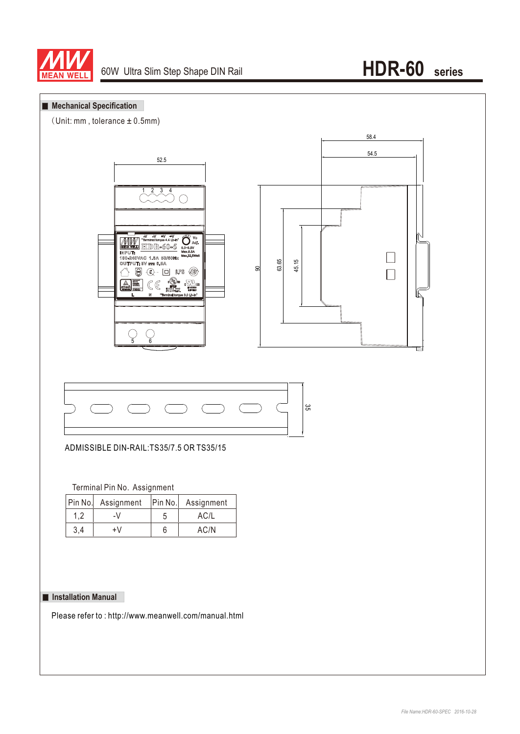## Mechanical Specification

(Unit: mm , tolerance ± 0.5mm)

52.5

58.4

54.5

90

63.65

45.15

1 2 3 4

5 6

35

ADMISSIBLE DIN-RAIL:TS35/7.5 OR TS35/15

Terminal Pin No. Assignment

| Pin No. | Assignment | Pin No. | Assignment |
|---|---|---|---|
| 1,2 | -V | 5 | AC/L |
| 3,4 | +V | 6 | AC/N |

## Installation Manual

Please refer to : http://www.meanwell.com/manual.html